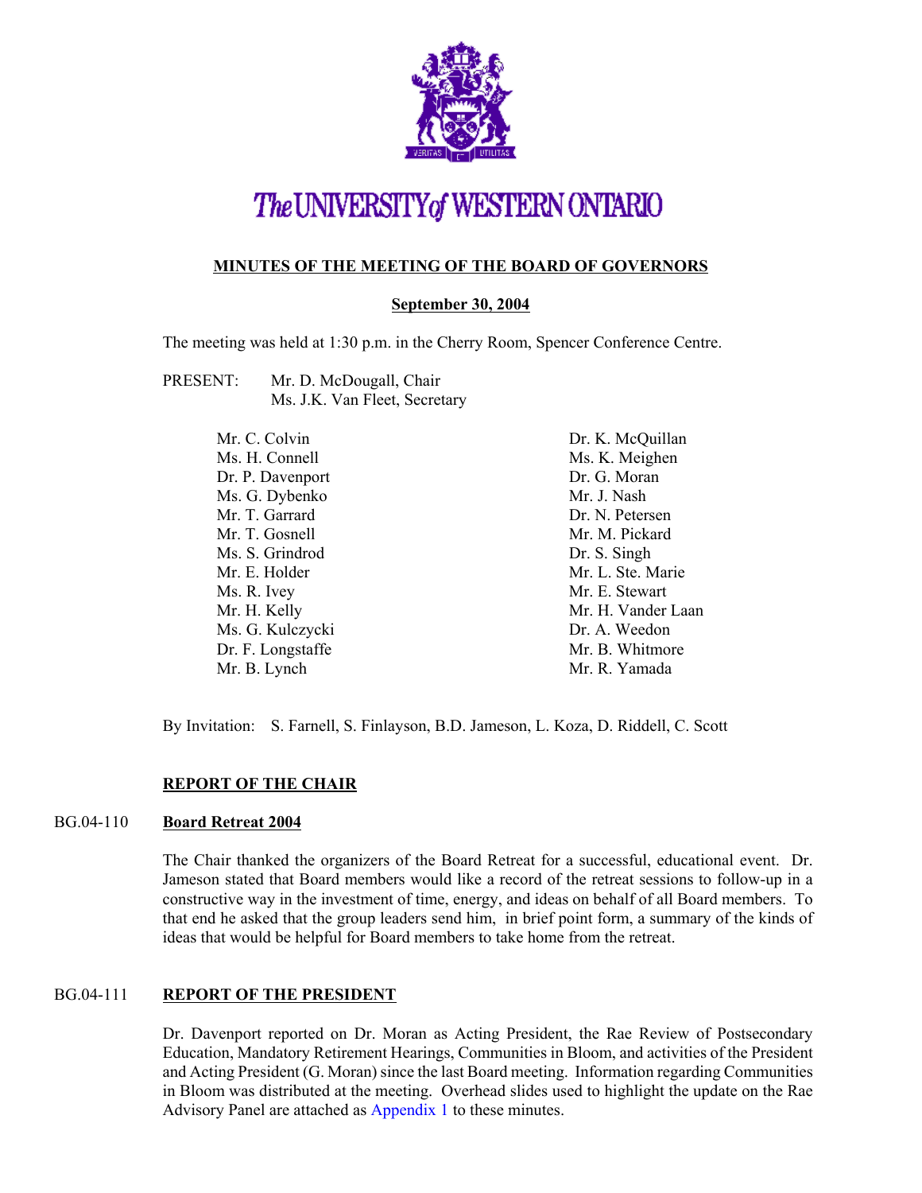# The UNIVERSITY of WESTERN ONTARIO

## MINUTES OF THE MEETING OF THE BOARD OF GOVERNORS

### September 30, 2004

The meeting was held at 1:30 p.m. in the Cherry Room, Spencer Conference Centre.

PRESENT: Mr. D. McDougall, Chair
Ms. J.K. Van Fleet, Secretary

Mr. C. Colvin
Ms. H. Connell
Dr. P. Davenport
Ms. G. Dybenko
Mr. T. Garrard
Mr. T. Gosnell
Ms. S. Grindrod
Mr. E. Holder
Ms. R. Ivey
Mr. H. Kelly
Ms. G. Kulczycki
Dr. F. Longstaffe
Mr. B. Lynch
Dr. K. McQuillan
Ms. K. Meighen
Dr. G. Moran
Mr. J. Nash
Dr. N. Petersen
Mr. M. Pickard
Dr. S. Singh
Mr. L. Ste. Marie
Mr. E. Stewart
Mr. H. Vander Laan
Dr. A. Weedon
Mr. B. Whitmore
Mr. R. Yamada

By Invitation: S. Farnell, S. Finlayson, B.D. Jameson, L. Koza, D. Riddell, C. Scott

**REPORT OF THE CHAIR**

BG.04-110 **Board Retreat 2004**

The Chair thanked the organizers of the Board Retreat for a successful, educational event. Dr. Jameson stated that Board members would like a record of the retreat sessions to follow-up in a constructive way in the investment of time, energy, and ideas on behalf of all Board members. To that end he asked that the group leaders send him, in brief point form, a summary of the kinds of ideas that would be helpful for Board members to take home from the retreat.

BG.04-111 **REPORT OF THE PRESIDENT**

Dr. Davenport reported on Dr. Moran as Acting President, the Rae Review of Postsecondary Education, Mandatory Retirement Hearings, Communities in Bloom, and activities of the President and Acting President (G. Moran) since the last Board meeting. Information regarding Communities in Bloom was distributed at the meeting. Overhead slides used to highlight the update on the Rae Advisory Panel are attached as Appendix 1 to these minutes.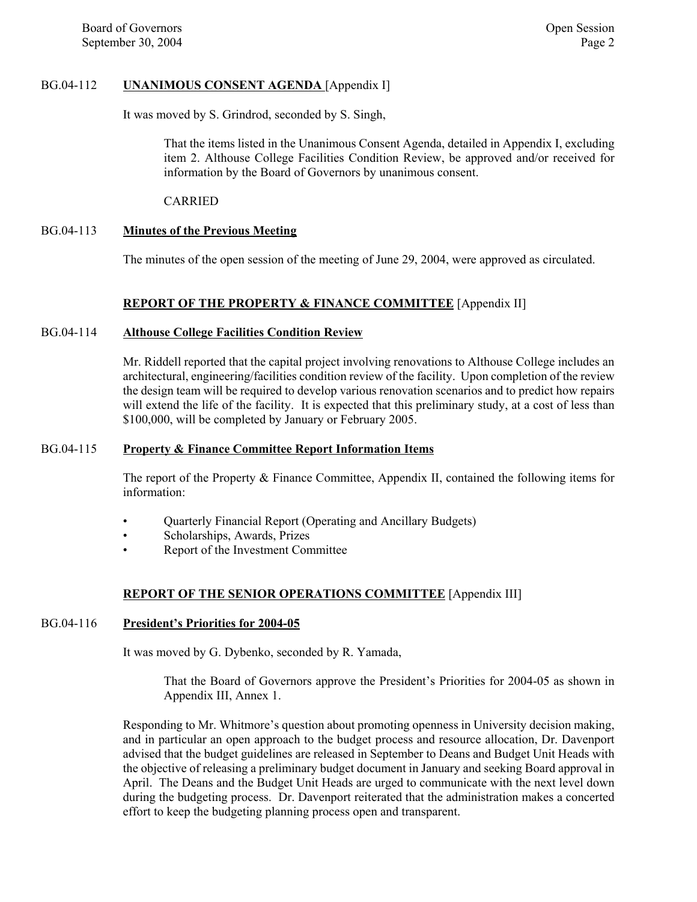BG.04-112 **UNANIMOUS CONSENT AGENDA** [Appendix I]

It was moved by S. Grindrod, seconded by S. Singh,

> That the items listed in the Unanimous Consent Agenda, detailed in Appendix I, excluding item 2. Althouse College Facilities Condition Review, be approved and/or received for information by the Board of Governors by unanimous consent.
>
> CARRIED

BG.04-113 **Minutes of the Previous Meeting**

The minutes of the open session of the meeting of June 29, 2004, were approved as circulated.

**REPORT OF THE PROPERTY & FINANCE COMMITTEE** [Appendix II]

BG.04-114 **Althouse College Facilities Condition Review**

Mr. Riddell reported that the capital project involving renovations to Althouse College includes an architectural, engineering/facilities condition review of the facility. Upon completion of the review the design team will be required to develop various renovation scenarios and to predict how repairs will extend the life of the facility. It is expected that this preliminary study, at a cost of less than $100,000, will be completed by January or February 2005.

BG.04-115 **Property & Finance Committee Report Information Items**

The report of the Property & Finance Committee, Appendix II, contained the following items for information:

- Quarterly Financial Report (Operating and Ancillary Budgets)
- Scholarships, Awards, Prizes
- Report of the Investment Committee

**REPORT OF THE SENIOR OPERATIONS COMMITTEE** [Appendix III]

BG.04-116 **President's Priorities for 2004-05**

It was moved by G. Dybenko, seconded by R. Yamada,

> That the Board of Governors approve the President's Priorities for 2004-05 as shown in Appendix III, Annex 1.

Responding to Mr. Whitmore's question about promoting openness in University decision making, and in particular an open approach to the budget process and resource allocation, Dr. Davenport advised that the budget guidelines are released in September to Deans and Budget Unit Heads with the objective of releasing a preliminary budget document in January and seeking Board approval in April. The Deans and the Budget Unit Heads are urged to communicate with the next level down during the budgeting process. Dr. Davenport reiterated that the administration makes a concerted effort to keep the budgeting planning process open and transparent.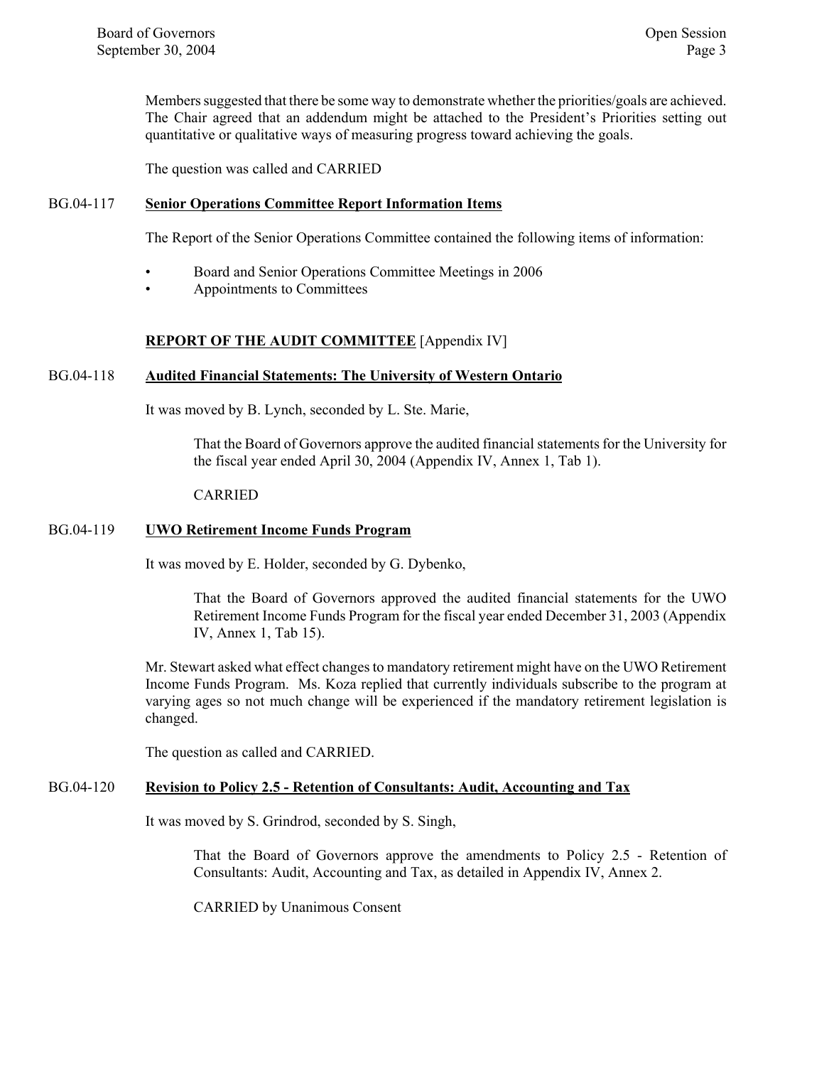Members suggested that there be some way to demonstrate whether the priorities/goals are achieved. The Chair agreed that an addendum might be attached to the President's Priorities setting out quantitative or qualitative ways of measuring progress toward achieving the goals.

The question was called and CARRIED

BG.04-117 **Senior Operations Committee Report Information Items**

The Report of the Senior Operations Committee contained the following items of information:

- Board and Senior Operations Committee Meetings in 2006
- Appointments to Committees

## **REPORT OF THE AUDIT COMMITTEE** [Appendix IV]

BG.04-118 **Audited Financial Statements: The University of Western Ontario**

It was moved by B. Lynch, seconded by L. Ste. Marie,

> That the Board of Governors approve the audited financial statements for the University for the fiscal year ended April 30, 2004 (Appendix IV, Annex 1, Tab 1).
>
> CARRIED

BG.04-119 **UWO Retirement Income Funds Program**

It was moved by E. Holder, seconded by G. Dybenko,

> That the Board of Governors approved the audited financial statements for the UWO Retirement Income Funds Program for the fiscal year ended December 31, 2003 (Appendix IV, Annex 1, Tab 15).

Mr. Stewart asked what effect changes to mandatory retirement might have on the UWO Retirement Income Funds Program. Ms. Koza replied that currently individuals subscribe to the program at varying ages so not much change will be experienced if the mandatory retirement legislation is changed.

The question as called and CARRIED.

BG.04-120 **Revision to Policy 2.5 - Retention of Consultants: Audit, Accounting and Tax**

It was moved by S. Grindrod, seconded by S. Singh,

> That the Board of Governors approve the amendments to Policy 2.5 - Retention of Consultants: Audit, Accounting and Tax, as detailed in Appendix IV, Annex 2.
>
> CARRIED by Unanimous Consent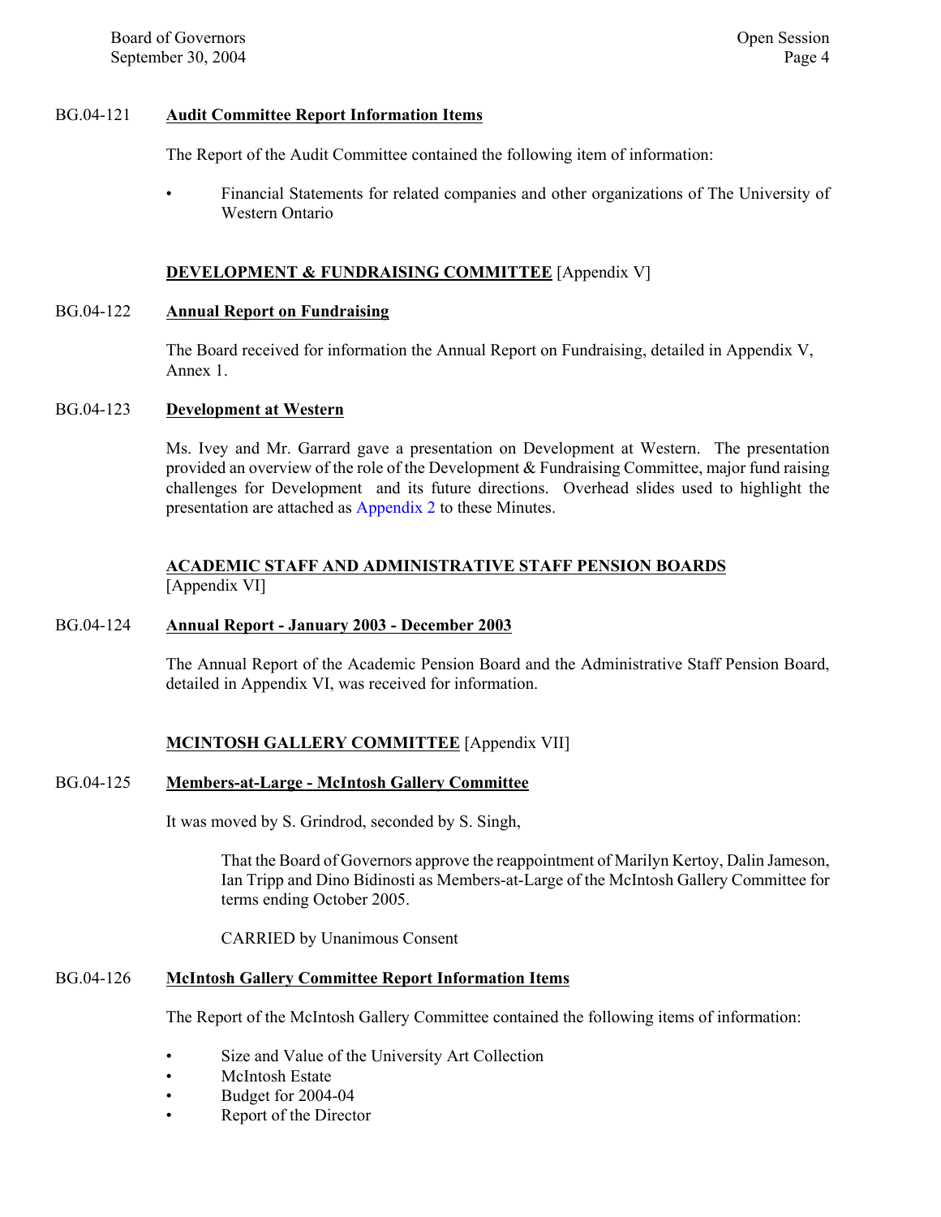BG.04-121 **Audit Committee Report Information Items**

The Report of the Audit Committee contained the following item of information:

- Financial Statements for related companies and other organizations of The University of Western Ontario

**DEVELOPMENT & FUNDRAISING COMMITTEE** [Appendix V]

BG.04-122 **Annual Report on Fundraising**

The Board received for information the Annual Report on Fundraising, detailed in Appendix V, Annex 1.

BG.04-123 **Development at Western**

Ms. Ivey and Mr. Garrard gave a presentation on Development at Western. The presentation provided an overview of the role of the Development & Fundraising Committee, major fund raising challenges for Development and its future directions. Overhead slides used to highlight the presentation are attached as Appendix 2 to these Minutes.

**ACADEMIC STAFF AND ADMINISTRATIVE STAFF PENSION BOARDS** [Appendix VI]

BG.04-124 **Annual Report - January 2003 - December 2003**

The Annual Report of the Academic Pension Board and the Administrative Staff Pension Board, detailed in Appendix VI, was received for information.

**MCINTOSH GALLERY COMMITTEE** [Appendix VII]

BG.04-125 **Members-at-Large - McIntosh Gallery Committee**

It was moved by S. Grindrod, seconded by S. Singh,

> That the Board of Governors approve the reappointment of Marilyn Kertoy, Dalin Jameson, Ian Tripp and Dino Bidinosti as Members-at-Large of the McIntosh Gallery Committee for terms ending October 2005.
>
> CARRIED by Unanimous Consent

BG.04-126 **McIntosh Gallery Committee Report Information Items**

The Report of the McIntosh Gallery Committee contained the following items of information:

- Size and Value of the University Art Collection
- McIntosh Estate
- Budget for 2004-04
- Report of the Director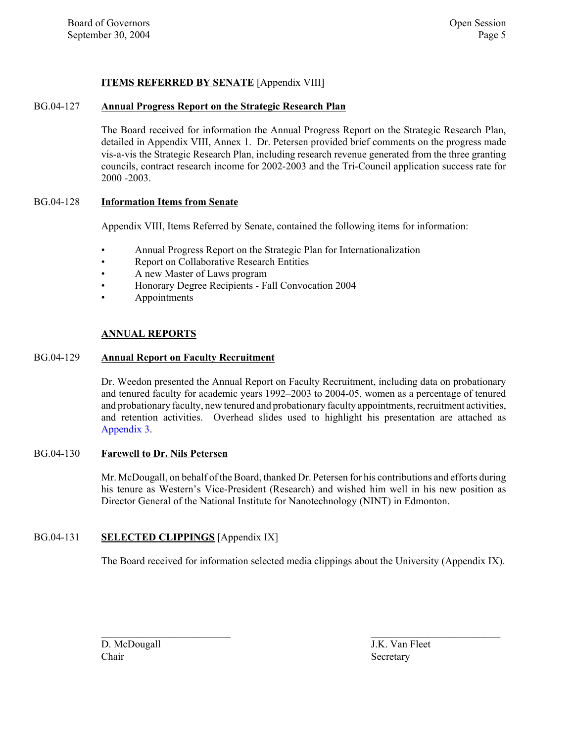**ITEMS REFERRED BY SENATE** [Appendix VIII]

BG.04-127 **Annual Progress Report on the Strategic Research Plan**

The Board received for information the Annual Progress Report on the Strategic Research Plan, detailed in Appendix VIII, Annex 1. Dr. Petersen provided brief comments on the progress made vis-a-vis the Strategic Research Plan, including research revenue generated from the three granting councils, contract research income for 2002-2003 and the Tri-Council application success rate for 2000 -2003.

BG.04-128 **Information Items from Senate**

Appendix VIII, Items Referred by Senate, contained the following items for information:

- Annual Progress Report on the Strategic Plan for Internationalization
- Report on Collaborative Research Entities
- A new Master of Laws program
- Honorary Degree Recipients - Fall Convocation 2004
- Appointments

**ANNUAL REPORTS**

BG.04-129 **Annual Report on Faculty Recruitment**

Dr. Weedon presented the Annual Report on Faculty Recruitment, including data on probationary and tenured faculty for academic years 1992–2003 to 2004-05, women as a percentage of tenured and probationary faculty, new tenured and probationary faculty appointments, recruitment activities, and retention activities. Overhead slides used to highlight his presentation are attached as Appendix 3.

BG.04-130 **Farewell to Dr. Nils Petersen**

Mr. McDougall, on behalf of the Board, thanked Dr. Petersen for his contributions and efforts during his tenure as Western's Vice-President (Research) and wished him well in his new position as Director General of the National Institute for Nanotechnology (NINT) in Edmonton.

BG.04-131 **SELECTED CLIPPINGS** [Appendix IX]

The Board received for information selected media clippings about the University (Appendix IX).

| \_\_\_\_\_\_\_\_\_\_\_\_\_\_\_\_\_\_\_\_\_\_\_\_\_ | \_\_\_\_\_\_\_\_\_\_\_\_\_\_\_\_\_\_\_\_\_\_\_\_\_ |
|---|---|
| D. McDougall | J.K. Van Fleet |
| Chair | Secretary |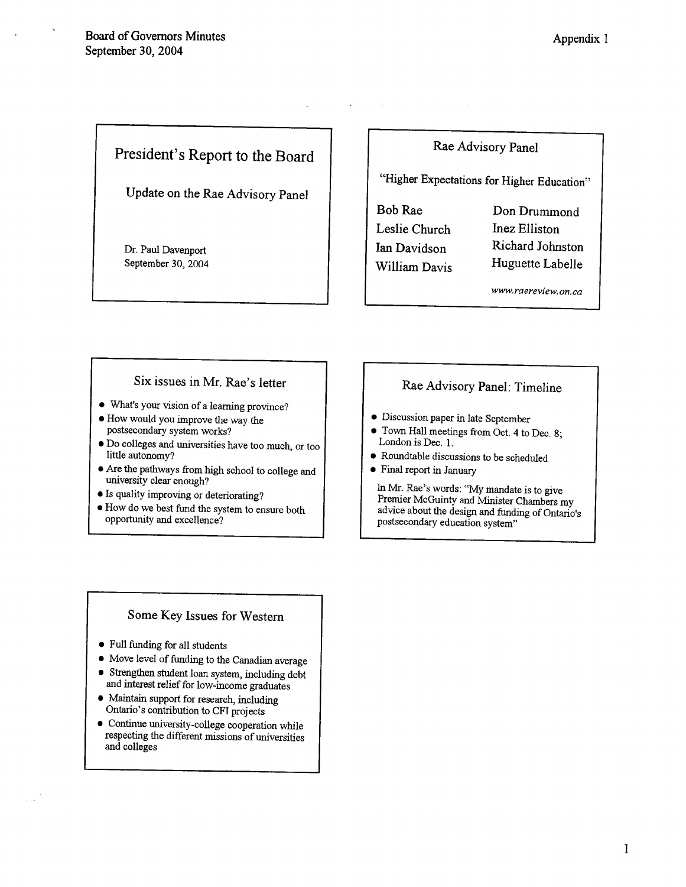Board of Governors Minutes
September 30, 2004

Appendix 1

## President's Report to the Board

### Update on the Rae Advisory Panel

Dr. Paul Davenport
September 30, 2004

## Rae Advisory Panel

"Higher Expectations for Higher Education"

| | |
|---|---|
| Bob Rae | Don Drummond |
| Leslie Church | Inez Elliston |
| Ian Davidson | Richard Johnston |
| William Davis | Huguette Labelle |

*www.raereview.on.ca*

## Six issues in Mr. Rae's letter

- What's your vision of a learning province?
- How would you improve the way the postsecondary system works?
- Do colleges and universities have too much, or too little autonomy?
- Are the pathways from high school to college and university clear enough?
- Is quality improving or deteriorating?
- How do we best fund the system to ensure both opportunity and excellence?

## Rae Advisory Panel: Timeline

- Discussion paper in late September
- Town Hall meetings from Oct. 4 to Dec. 8; London is Dec. 1.
- Roundtable discussions to be scheduled
- Final report in January

In Mr. Rae's words: "My mandate is to give Premier McGuinty and Minister Chambers my advice about the design and funding of Ontario's postsecondary education system"

## Some Key Issues for Western

- Full funding for all students
- Move level of funding to the Canadian average
- Strengthen student loan system, including debt and interest relief for low-income graduates
- Maintain support for research, including Ontario's contribution to CFI projects
- Continue university-college cooperation while respecting the different missions of universities and colleges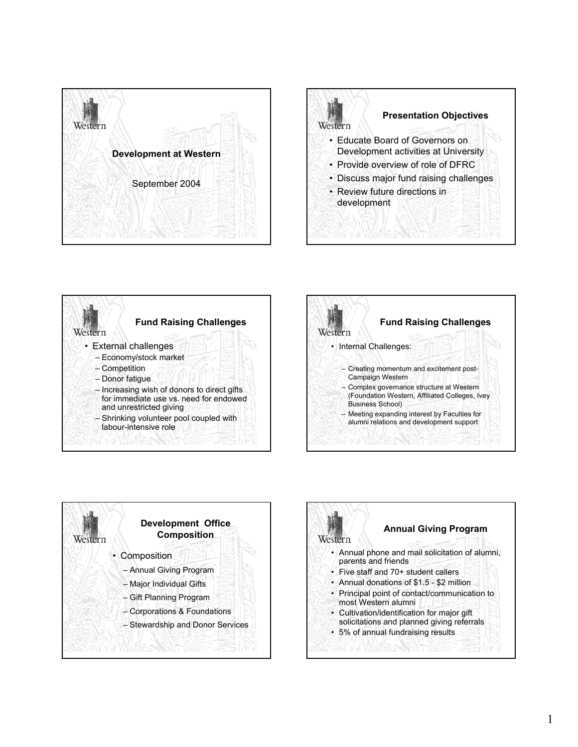## Development at Western

September 2004

## Presentation Objectives

- Educate Board of Governors on Development activities at University
- Provide overview of role of DFRC
- Discuss major fund raising challenges
- Review future directions in development

## Fund Raising Challenges

- External challenges
  - Economy/stock market
  - Competition
  - Donor fatigue
  - Increasing wish of donors to direct gifts for immediate use vs. need for endowed and unrestricted giving
  - Shrinking volunteer pool coupled with labour-intensive role

## Fund Raising Challenges

- Internal Challenges:
  - Creating momentum and excitement post-Campaign Western
  - Complex governance structure at Western (Foundation Western, Affiliated Colleges, Ivey Business School)
  - Meeting expanding interest by Faculties for alumni relations and development support

## Development Office Composition

- Composition
  - Annual Giving Program
  - Major Individual Gifts
  - Gift Planning Program
  - Corporations & Foundations
  - Stewardship and Donor Services

## Annual Giving Program

- Annual phone and mail solicitation of alumni, parents and friends
- Five staff and 70+ student callers
- Annual donations of $1.5 - $2 million
- Principal point of contact/communication to most Western alumni
- Cultivation/identification for major gift solicitations and planned giving referrals
- 5% of annual fundraising results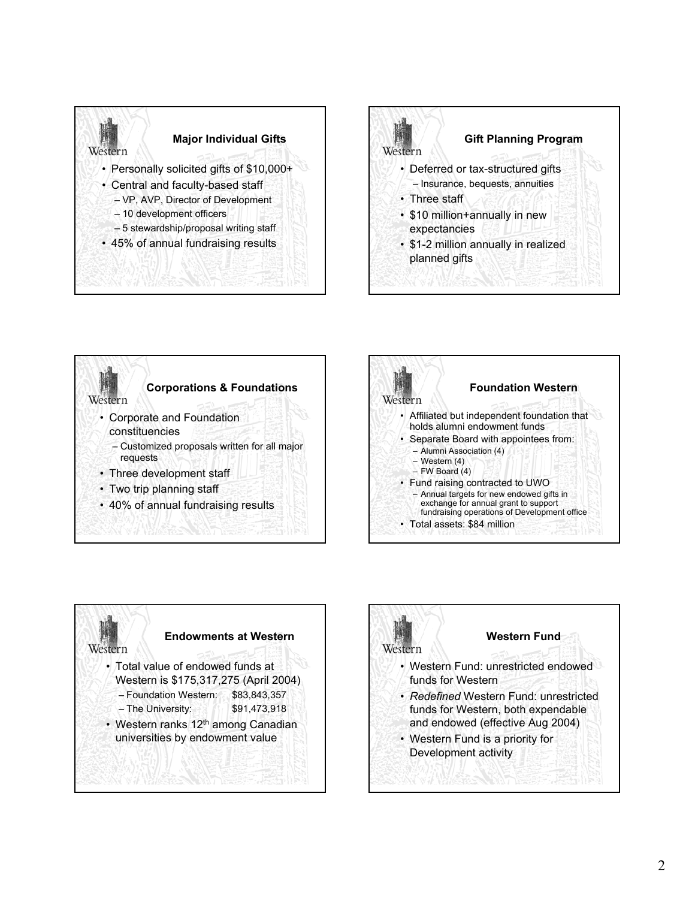## Major Individual Gifts

- Personally solicited gifts of $10,000+
- Central and faculty-based staff
  - VP, AVP, Director of Development
  - 10 development officers
  - 5 stewardship/proposal writing staff
- 45% of annual fundraising results

## Gift Planning Program

- Deferred or tax-structured gifts
  - Insurance, bequests, annuities
- Three staff
- $10 million+annually in new expectancies
- $1-2 million annually in realized planned gifts

## Corporations & Foundations

- Corporate and Foundation constituencies
  - Customized proposals written for all major requests
- Three development staff
- Two trip planning staff
- 40% of annual fundraising results

## Foundation Western

- Affiliated but independent foundation that holds alumni endowment funds
- Separate Board with appointees from:
  - Alumni Association (4)
  - Western (4)
  - FW Board (4)
- Fund raising contracted to UWO
  - Annual targets for new endowed gifts in exchange for annual grant to support fundraising operations of Development office
- Total assets: $84 million

## Endowments at Western

- Total value of endowed funds at Western is $175,317,275 (April 2004)
  - Foundation Western: $83,843,357
  - The University: $91,473,918
- Western ranks 12th among Canadian universities by endowment value

## Western Fund

- Western Fund: unrestricted endowed funds for Western
- *Redefined* Western Fund: unrestricted funds for Western, both expendable and endowed (effective Aug 2004)
- Western Fund is a priority for Development activity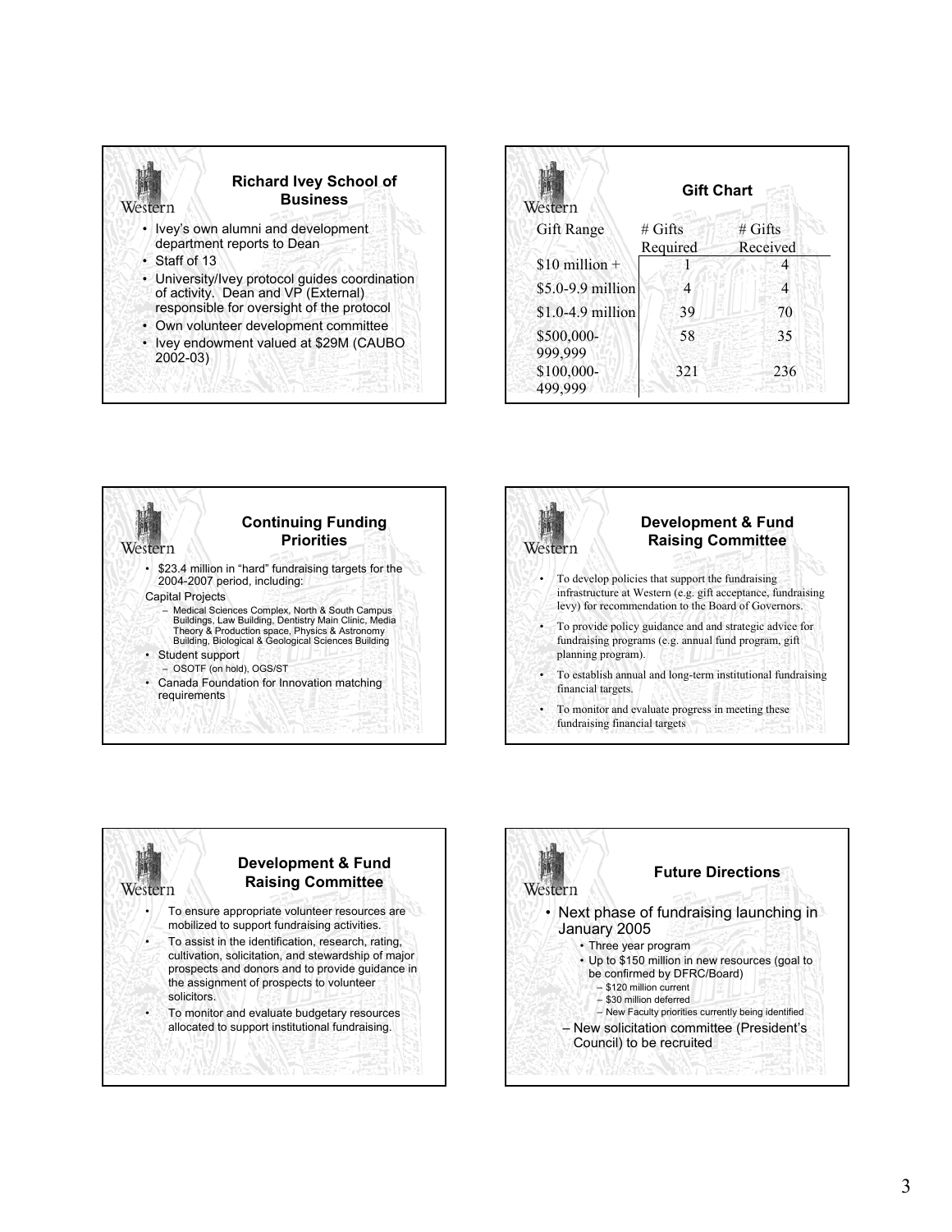## Richard Ivey School of Business

- Ivey's own alumni and development department reports to Dean
- Staff of 13
- University/Ivey protocol guides coordination of activity. Dean and VP (External) responsible for oversight of the protocol
- Own volunteer development committee
- Ivey endowment valued at $29M (CAUBO 2002-03)

## Gift Chart

| Gift Range | # Gifts Required | # Gifts Received |
|---|---|---|
| $10 million + | 1 | 4 |
| $5.0-9.9 million | 4 | 4 |
| $1.0-4.9 million | 39 | 70 |
| $500,000-999,999 | 58 | 35 |
| $100,000-499,999 | 321 | 236 |

## Continuing Funding Priorities

- $23.4 million in "hard" fundraising targets for the 2004-2007 period, including:

Capital Projects

- Medical Sciences Complex, North & South Campus Buildings, Law Building, Dentistry Main Clinic, Media Theory & Production space, Physics & Astronomy Building, Biological & Geological Sciences Building

- Student support
  - OSOTF (on hold), OGS/ST
- Canada Foundation for Innovation matching requirements

## Development & Fund Raising Committee

- To develop policies that support the fundraising infrastructure at Western (e.g. gift acceptance, fundraising levy) for recommendation to the Board of Governors.
- To provide policy guidance and and strategic advice for fundraising programs (e.g. annual fund program, gift planning program).
- To establish annual and long-term institutional fundraising financial targets.
- To monitor and evaluate progress in meeting these fundraising financial targets

## Development & Fund Raising Committee

- To ensure appropriate volunteer resources are mobilized to support fundraising activities.
- To assist in the identification, research, rating, cultivation, solicitation, and stewardship of major prospects and donors and to provide guidance in the assignment of prospects to volunteer solicitors.
- To monitor and evaluate budgetary resources allocated to support institutional fundraising.

## Future Directions

- Next phase of fundraising launching in January 2005
  - Three year program
  - Up to $150 million in new resources (goal to be confirmed by DFRC/Board)
    - $120 million current
    - $30 million deferred
    - New Faculty priorities currently being identified
  - New solicitation committee (President's Council) to be recruited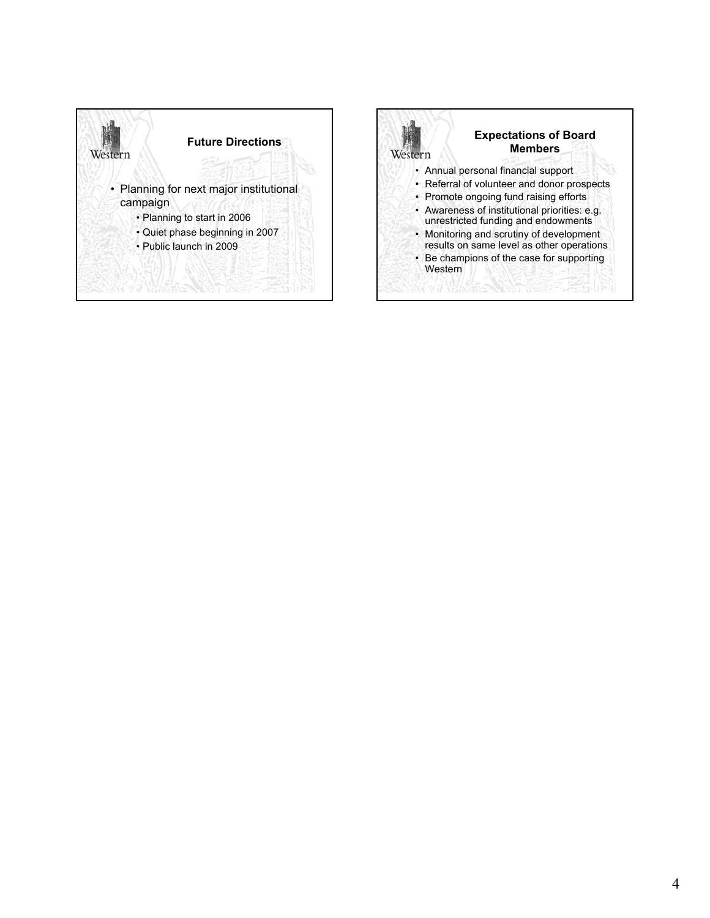## Future Directions

- Planning for next major institutional campaign
  - Planning to start in 2006
  - Quiet phase beginning in 2007
  - Public launch in 2009

## Expectations of Board Members

- Annual personal financial support
- Referral of volunteer and donor prospects
- Promote ongoing fund raising efforts
- Awareness of institutional priorities: e.g. unrestricted funding and endowments
- Monitoring and scrutiny of development results on same level as other operations
- Be champions of the case for supporting Western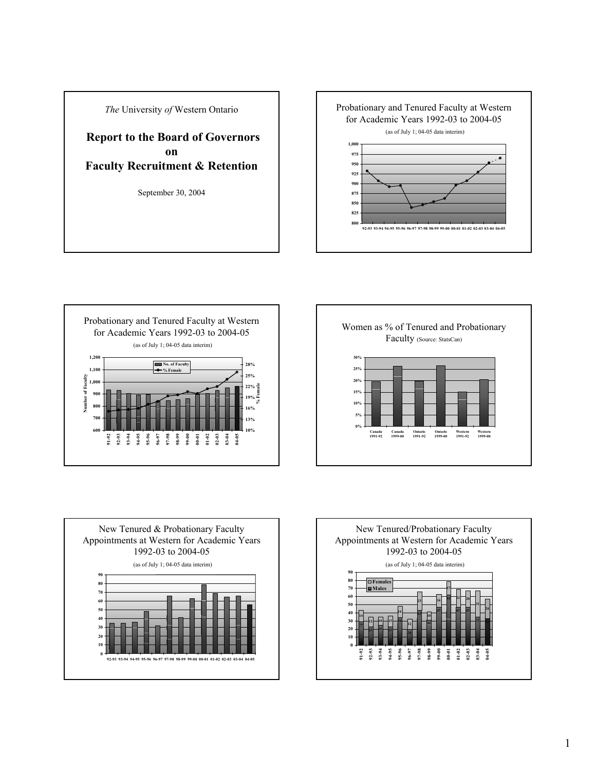*The* University *of* Western Ontario

## Report to the Board of Governors on Faculty Recruitment & Retention

September 30, 2004

---

Probationary and Tenured Faculty at Western for Academic Years 1992-03 to 2004-05

(as of July 1; 04-05 data interim)

---

Probationary and Tenured Faculty at Western for Academic Years 1992-03 to 2004-05

(as of July 1; 04-05 data interim)

---

Women as % of Tenured and Probationary Faculty (Source: StatsCan)

---

New Tenured & Probationary Faculty Appointments at Western for Academic Years 1992-03 to 2004-05

(as of July 1; 04-05 data interim)

---

New Tenured/Probationary Faculty Appointments at Western for Academic Years 1992-03 to 2004-05

(as of July 1; 04-05 data interim)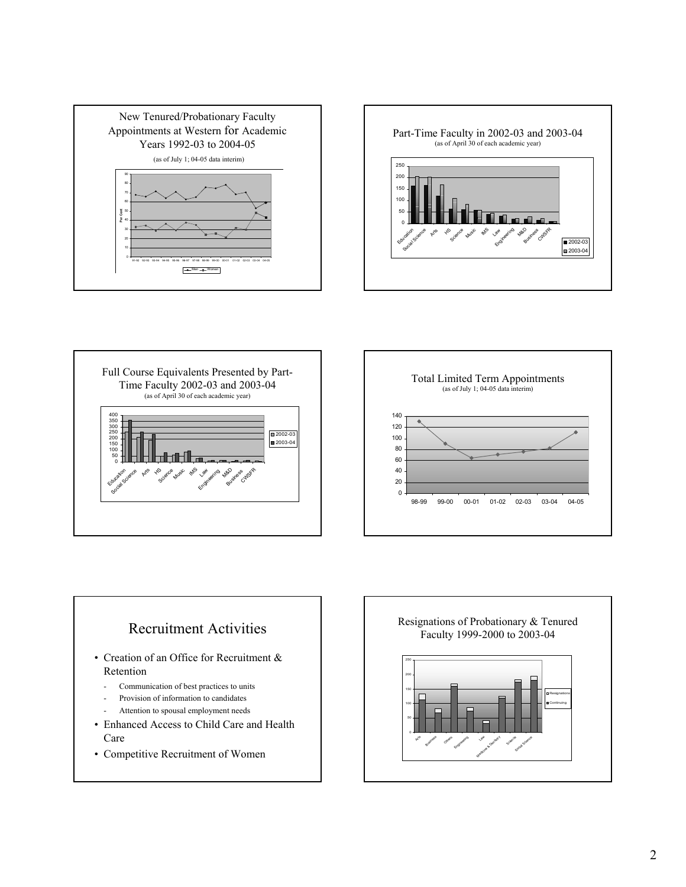New Tenured/Probationary Faculty Appointments at Western for Academic Years 1992-03 to 2004-05

(as of July 1; 04-05 data interim)

Part-Time Faculty in 2002-03 and 2003-04

(as of April 30 of each academic year)

Full Course Equivalents Presented by Part-Time Faculty 2002-03 and 2003-04

(as of April 30 of each academic year)

Total Limited Term Appointments

(as of July 1; 04-05 data interim)

## Recruitment Activities

- Creation of an Office for Recruitment & Retention
  - Communication of best practices to units
  - Provision of information to candidates
  - Attention to spousal employment needs
- Enhanced Access to Child Care and Health Care
- Competitive Recruitment of Women

Resignations of Probationary & Tenured Faculty 1999-2000 to 2003-04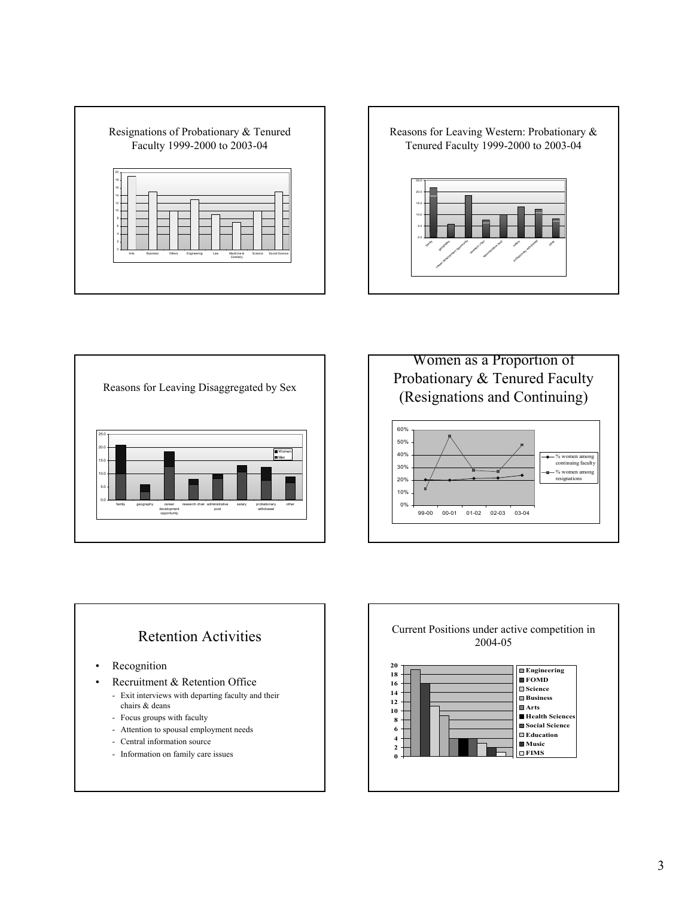Resignations of Probationary & Tenured Faculty 1999-2000 to 2003-04

20
18
16
14
12
10
8
6
4
2
0

Arts
Business
Others
Engineering
Law
Medicine & Dentistry
Science
Social Science

Reasons for Leaving Western: Probationary & Tenured Faculty 1999-2000 to 2003-04

25.0
20.0
15.0
10.0
5.0
0.0

family
geography
career development opportunity
research chair
administrative post
salary
probationary withdrawal
other

Reasons for Leaving Disaggregated by Sex

25.0
20.0
15.0
10.0
5.0
0.0

Women
Men

family
geography
career development opportunity
research chair
administrative post
salary
probationary withdrawal
other

Women as a Proportion of Probationary & Tenured Faculty (Resignations and Continuing)

60%
50%
40%
30%
20%
10%
0%

99-00
00-01
01-02
02-03
03-04

% women among continuing faculty
% women among resignations

## Retention Activities

- Recognition
- Recruitment & Retention Office
  - Exit interviews with departing faculty and their chairs & deans
  - Focus groups with faculty
  - Attention to spousal employment needs
  - Central information source
  - Information on family care issues

Current Positions under active competition in 2004-05

20
18
16
14
12
10
8
6
4
2
0

Engineering
FOMD
Science
Business
Arts
Health Sciences
Social Science
Education
Music
FIMS